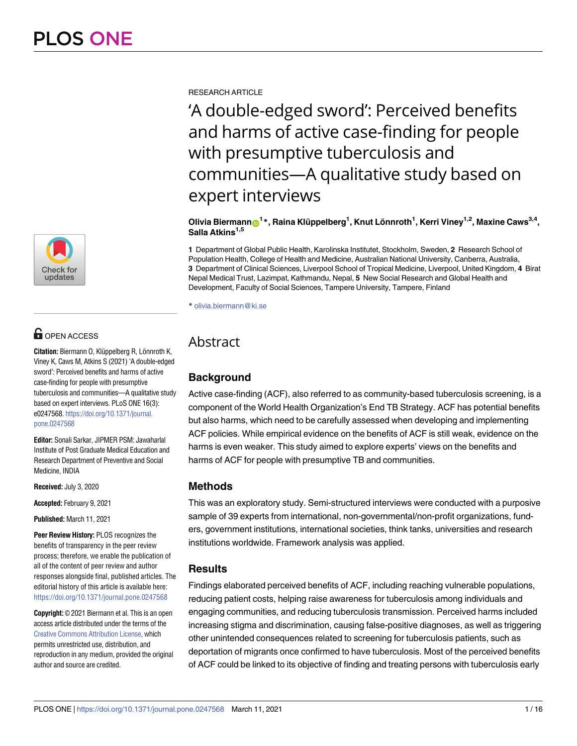RESEARCH ARTICLE

# 'A double-edged sword': Perceived benefits and harms of active case-finding for people with presumptive tuberculosis and communities—A qualitative study based on expert interviews

**Olivia Biermann[1]*, Raina Klüppelberg[1], Knut Lönnroth[1], Kerri Viney[1,2], Maxine Caws[3,4], Salla Atkins[1,5]**

**1** Department of Global Public Health, Karolinska Institutet, Stockholm, Sweden, **2** Research School of Population Health, College of Health and Medicine, Australian National University, Canberra, Australia, **3** Department of Clinical Sciences, Liverpool School of Tropical Medicine, Liverpool, United Kingdom, **4** Birat Nepal Medical Trust, Lazimpat, Kathmandu, Nepal, **5** New Social Research and Global Health and Development, Faculty of Social Sciences, Tampere University, Tampere, Finland

* olivia.biermann@ki.se

OPEN ACCESS

**Citation:** Biermann O, Klüppelberg R, Lönnroth K, Viney K, Caws M, Atkins S (2021) 'A double-edged sword': Perceived benefits and harms of active case-finding for people with presumptive tuberculosis and communities—A qualitative study based on expert interviews. PLoS ONE 16(3): e0247568. https://doi.org/10.1371/journal.pone.0247568

**Editor:** Sonali Sarkar, JIPMER PSM: Jawaharlal Institute of Post Graduate Medical Education and Research Department of Preventive and Social Medicine, INDIA

**Received:** July 3, 2020

**Accepted:** February 9, 2021

**Published:** March 11, 2021

**Peer Review History:** PLOS recognizes the benefits of transparency in the peer review process; therefore, we enable the publication of all of the content of peer review and author responses alongside final, published articles. The editorial history of this article is available here: https://doi.org/10.1371/journal.pone.0247568

**Copyright:** © 2021 Biermann et al. This is an open access article distributed under the terms of the Creative Commons Attribution License, which permits unrestricted use, distribution, and reproduction in any medium, provided the original author and source are credited.

## Abstract

### Background

Active case-finding (ACF), also referred to as community-based tuberculosis screening, is a component of the World Health Organization's End TB Strategy. ACF has potential benefits but also harms, which need to be carefully assessed when developing and implementing ACF policies. While empirical evidence on the benefits of ACF is still weak, evidence on the harms is even weaker. This study aimed to explore experts' views on the benefits and harms of ACF for people with presumptive TB and communities.

### Methods

This was an exploratory study. Semi-structured interviews were conducted with a purposive sample of 39 experts from international, non-governmental/non-profit organizations, funders, government institutions, international societies, think tanks, universities and research institutions worldwide. Framework analysis was applied.

### Results

Findings elaborated perceived benefits of ACF, including reaching vulnerable populations, reducing patient costs, helping raise awareness for tuberculosis among individuals and engaging communities, and reducing tuberculosis transmission. Perceived harms included increasing stigma and discrimination, causing false-positive diagnoses, as well as triggering other unintended consequences related to screening for tuberculosis patients, such as deportation of migrants once confirmed to have tuberculosis. Most of the perceived benefits of ACF could be linked to its objective of finding and treating persons with tuberculosis early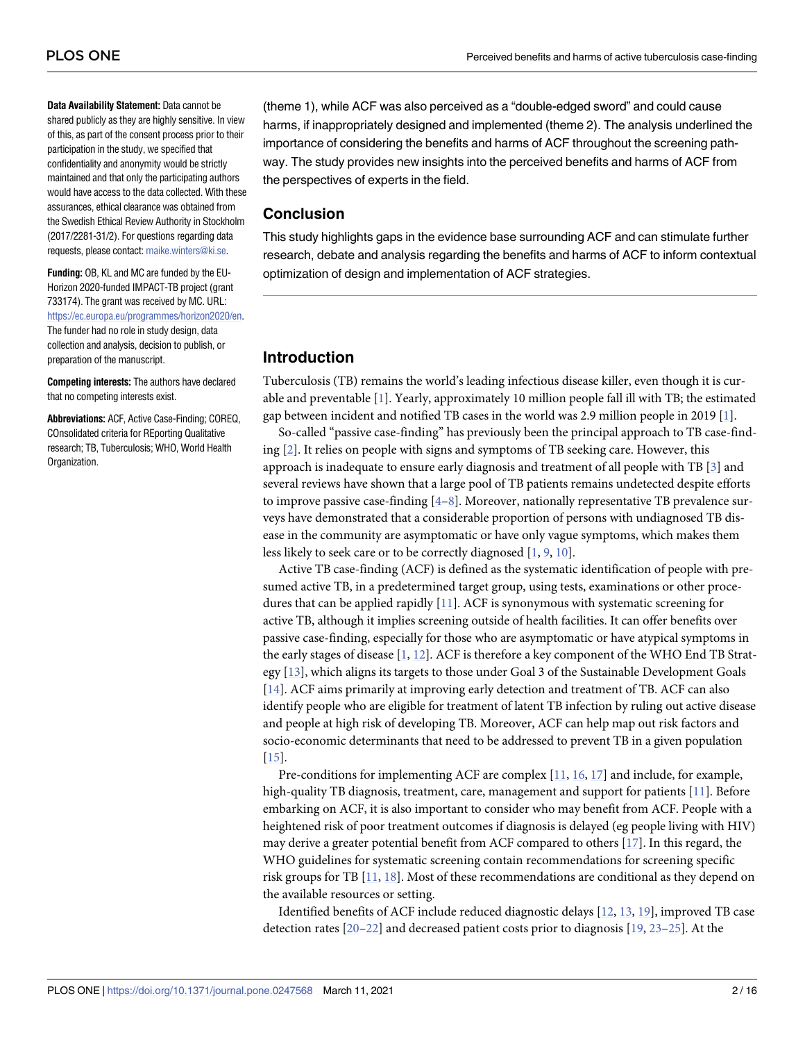**Data Availability Statement:** Data cannot be shared publicly as they are highly sensitive. In view of this, as part of the consent process prior to their participation in the study, we specified that confidentiality and anonymity would be strictly maintained and that only the participating authors would have access to the data collected. With these assurances, ethical clearance was obtained from the Swedish Ethical Review Authority in Stockholm (2017/2281-31/2). For questions regarding data requests, please contact: maike.winters@ki.se.

**Funding:** OB, KL and MC are funded by the EU-Horizon 2020-funded IMPACT-TB project (grant 733174). The grant was received by MC. URL: https://ec.europa.eu/programmes/horizon2020/en. The funder had no role in study design, data collection and analysis, decision to publish, or preparation of the manuscript.

**Competing interests:** The authors have declared that no competing interests exist.

**Abbreviations:** ACF, Active Case-Finding; COREQ, COnsolidated criteria for REporting Qualitative research; TB, Tuberculosis; WHO, World Health Organization.

(theme 1), while ACF was also perceived as a "double-edged sword" and could cause harms, if inappropriately designed and implemented (theme 2). The analysis underlined the importance of considering the benefits and harms of ACF throughout the screening pathway. The study provides new insights into the perceived benefits and harms of ACF from the perspectives of experts in the field.

## Conclusion

This study highlights gaps in the evidence base surrounding ACF and can stimulate further research, debate and analysis regarding the benefits and harms of ACF to inform contextual optimization of design and implementation of ACF strategies.

## Introduction

Tuberculosis (TB) remains the world's leading infectious disease killer, even though it is curable and preventable [1]. Yearly, approximately 10 million people fall ill with TB; the estimated gap between incident and notified TB cases in the world was 2.9 million people in 2019 [1].

So-called "passive case-finding" has previously been the principal approach to TB case-finding [2]. It relies on people with signs and symptoms of TB seeking care. However, this approach is inadequate to ensure early diagnosis and treatment of all people with TB [3] and several reviews have shown that a large pool of TB patients remains undetected despite efforts to improve passive case-finding [4–8]. Moreover, nationally representative TB prevalence surveys have demonstrated that a considerable proportion of persons with undiagnosed TB disease in the community are asymptomatic or have only vague symptoms, which makes them less likely to seek care or to be correctly diagnosed [1, 9, 10].

Active TB case-finding (ACF) is defined as the systematic identification of people with presumed active TB, in a predetermined target group, using tests, examinations or other procedures that can be applied rapidly [11]. ACF is synonymous with systematic screening for active TB, although it implies screening outside of health facilities. It can offer benefits over passive case-finding, especially for those who are asymptomatic or have atypical symptoms in the early stages of disease [1, 12]. ACF is therefore a key component of the WHO End TB Strategy [13], which aligns its targets to those under Goal 3 of the Sustainable Development Goals [14]. ACF aims primarily at improving early detection and treatment of TB. ACF can also identify people who are eligible for treatment of latent TB infection by ruling out active disease and people at high risk of developing TB. Moreover, ACF can help map out risk factors and socio-economic determinants that need to be addressed to prevent TB in a given population [15].

Pre-conditions for implementing ACF are complex [11, 16, 17] and include, for example, high-quality TB diagnosis, treatment, care, management and support for patients [11]. Before embarking on ACF, it is also important to consider who may benefit from ACF. People with a heightened risk of poor treatment outcomes if diagnosis is delayed (eg people living with HIV) may derive a greater potential benefit from ACF compared to others [17]. In this regard, the WHO guidelines for systematic screening contain recommendations for screening specific risk groups for TB [11, 18]. Most of these recommendations are conditional as they depend on the available resources or setting.

Identified benefits of ACF include reduced diagnostic delays [12, 13, 19], improved TB case detection rates [20–22] and decreased patient costs prior to diagnosis [19, 23–25]. At the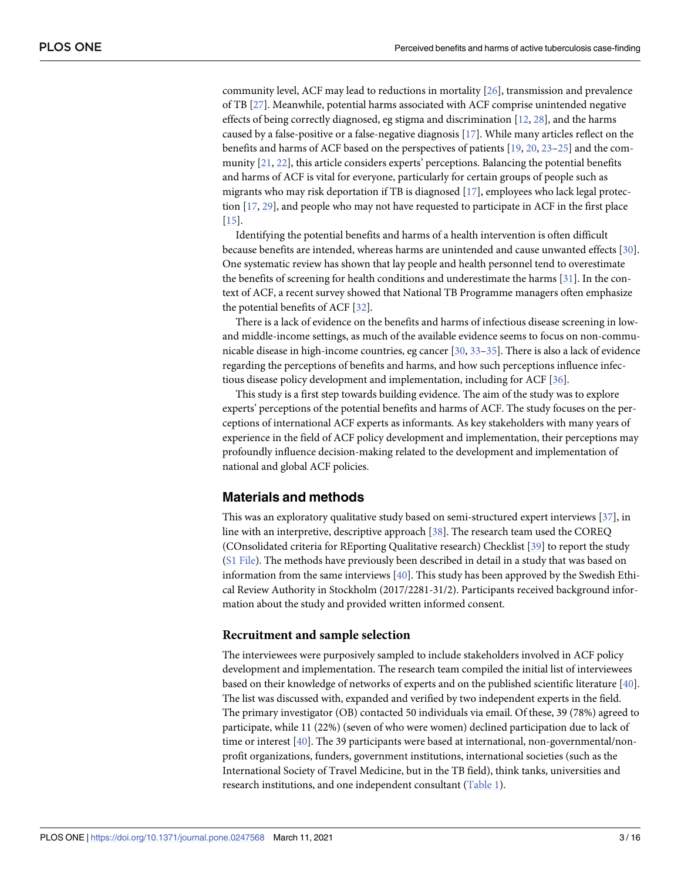community level, ACF may lead to reductions in mortality [26], transmission and prevalence of TB [27]. Meanwhile, potential harms associated with ACF comprise unintended negative effects of being correctly diagnosed, eg stigma and discrimination [12, 28], and the harms caused by a false-positive or a false-negative diagnosis [17]. While many articles reflect on the benefits and harms of ACF based on the perspectives of patients [19, 20, 23–25] and the community [21, 22], this article considers experts' perceptions. Balancing the potential benefits and harms of ACF is vital for everyone, particularly for certain groups of people such as migrants who may risk deportation if TB is diagnosed [17], employees who lack legal protection [17, 29], and people who may not have requested to participate in ACF in the first place [15].

Identifying the potential benefits and harms of a health intervention is often difficult because benefits are intended, whereas harms are unintended and cause unwanted effects [30]. One systematic review has shown that lay people and health personnel tend to overestimate the benefits of screening for health conditions and underestimate the harms [31]. In the context of ACF, a recent survey showed that National TB Programme managers often emphasize the potential benefits of ACF [32].

There is a lack of evidence on the benefits and harms of infectious disease screening in low- and middle-income settings, as much of the available evidence seems to focus on non-communicable disease in high-income countries, eg cancer [30, 33–35]. There is also a lack of evidence regarding the perceptions of benefits and harms, and how such perceptions influence infectious disease policy development and implementation, including for ACF [36].

This study is a first step towards building evidence. The aim of the study was to explore experts' perceptions of the potential benefits and harms of ACF. The study focuses on the perceptions of international ACF experts as informants. As key stakeholders with many years of experience in the field of ACF policy development and implementation, their perceptions may profoundly influence decision-making related to the development and implementation of national and global ACF policies.

## Materials and methods

This was an exploratory qualitative study based on semi-structured expert interviews [37], in line with an interpretive, descriptive approach [38]. The research team used the COREQ (COnsolidated criteria for REporting Qualitative research) Checklist [39] to report the study (S1 File). The methods have previously been described in detail in a study that was based on information from the same interviews [40]. This study has been approved by the Swedish Ethical Review Authority in Stockholm (2017/2281-31/2). Participants received background information about the study and provided written informed consent.

### Recruitment and sample selection

The interviewees were purposively sampled to include stakeholders involved in ACF policy development and implementation. The research team compiled the initial list of interviewees based on their knowledge of networks of experts and on the published scientific literature [40]. The list was discussed with, expanded and verified by two independent experts in the field. The primary investigator (OB) contacted 50 individuals via email. Of these, 39 (78%) agreed to participate, while 11 (22%) (seven of who were women) declined participation due to lack of time or interest [40]. The 39 participants were based at international, non-governmental/non-profit organizations, funders, government institutions, international societies (such as the International Society of Travel Medicine, but in the TB field), think tanks, universities and research institutions, and one independent consultant (Table 1).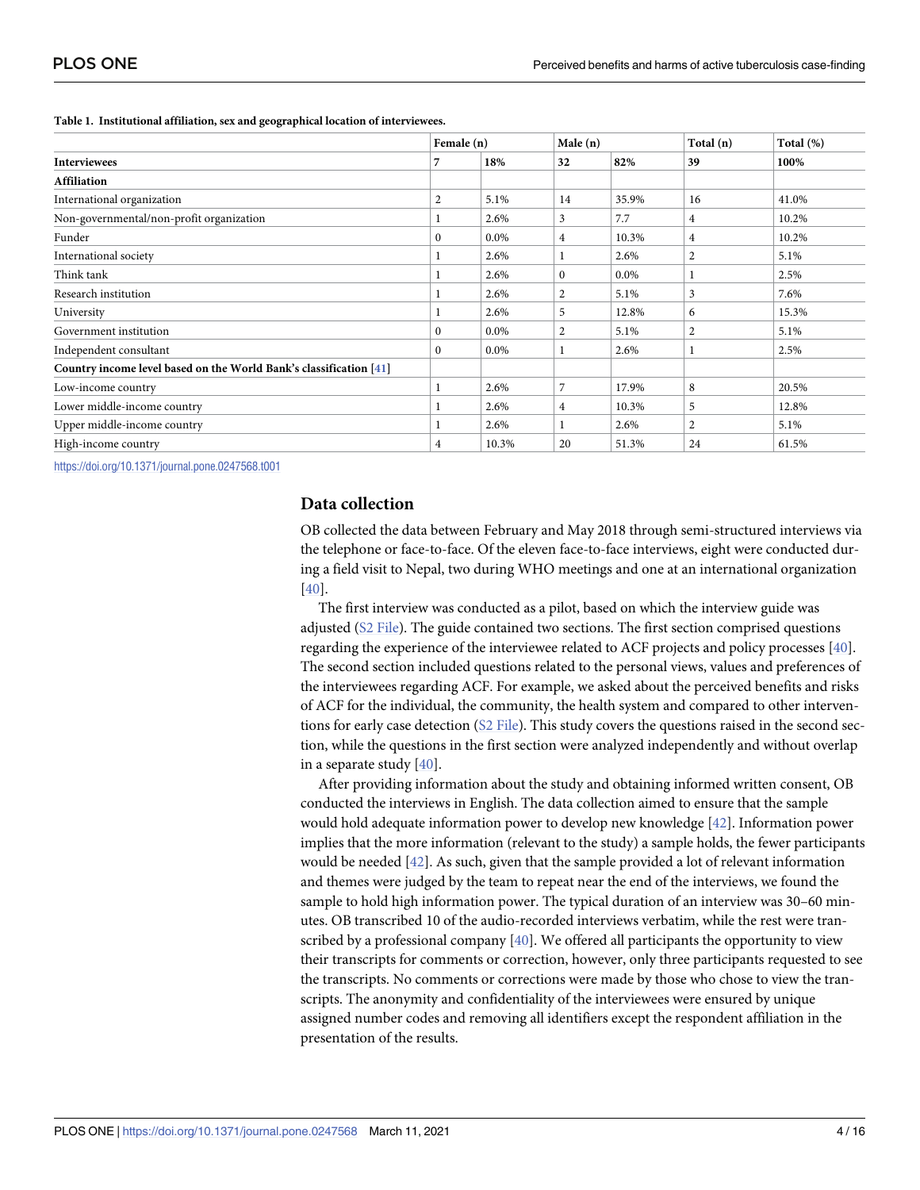**Table 1. Institutional affiliation, sex and geographical location of interviewees.**

| | Female (n) | | Male (n) | | Total (n) | Total (%) |
|---|---|---|---|---|---|---|
| **Interviewees** | **7** | **18%** | **32** | **82%** | **39** | **100%** |
| **Affiliation** | | | | | | |
| International organization | 2 | 5.1% | 14 | 35.9% | 16 | 41.0% |
| Non-governmental/non-profit organization | 1 | 2.6% | 3 | 7.7 | 4 | 10.2% |
| Funder | 0 | 0.0% | 4 | 10.3% | 4 | 10.2% |
| International society | 1 | 2.6% | 1 | 2.6% | 2 | 5.1% |
| Think tank | 1 | 2.6% | 0 | 0.0% | 1 | 2.5% |
| Research institution | 1 | 2.6% | 2 | 5.1% | 3 | 7.6% |
| University | 1 | 2.6% | 5 | 12.8% | 6 | 15.3% |
| Government institution | 0 | 0.0% | 2 | 5.1% | 2 | 5.1% |
| Independent consultant | 0 | 0.0% | 1 | 2.6% | 1 | 2.5% |
| **Country income level based on the World Bank's classification [41]** | | | | | | |
| Low-income country | 1 | 2.6% | 7 | 17.9% | 8 | 20.5% |
| Lower middle-income country | 1 | 2.6% | 4 | 10.3% | 5 | 12.8% |
| Upper middle-income country | 1 | 2.6% | 1 | 2.6% | 2 | 5.1% |
| High-income country | 4 | 10.3% | 20 | 51.3% | 24 | 61.5% |

https://doi.org/10.1371/journal.pone.0247568.t001

## Data collection

OB collected the data between February and May 2018 through semi-structured interviews via the telephone or face-to-face. Of the eleven face-to-face interviews, eight were conducted during a field visit to Nepal, two during WHO meetings and one at an international organization [40].

The first interview was conducted as a pilot, based on which the interview guide was adjusted (S2 File). The guide contained two sections. The first section comprised questions regarding the experience of the interviewee related to ACF projects and policy processes [40]. The second section included questions related to the personal views, values and preferences of the interviewees regarding ACF. For example, we asked about the perceived benefits and risks of ACF for the individual, the community, the health system and compared to other interventions for early case detection (S2 File). This study covers the questions raised in the second section, while the questions in the first section were analyzed independently and without overlap in a separate study [40].

After providing information about the study and obtaining informed written consent, OB conducted the interviews in English. The data collection aimed to ensure that the sample would hold adequate information power to develop new knowledge [42]. Information power implies that the more information (relevant to the study) a sample holds, the fewer participants would be needed [42]. As such, given that the sample provided a lot of relevant information and themes were judged by the team to repeat near the end of the interviews, we found the sample to hold high information power. The typical duration of an interview was 30–60 minutes. OB transcribed 10 of the audio-recorded interviews verbatim, while the rest were transcribed by a professional company [40]. We offered all participants the opportunity to view their transcripts for comments or correction, however, only three participants requested to see the transcripts. No comments or corrections were made by those who chose to view the transcripts. The anonymity and confidentiality of the interviewees were ensured by unique assigned number codes and removing all identifiers except the respondent affiliation in the presentation of the results.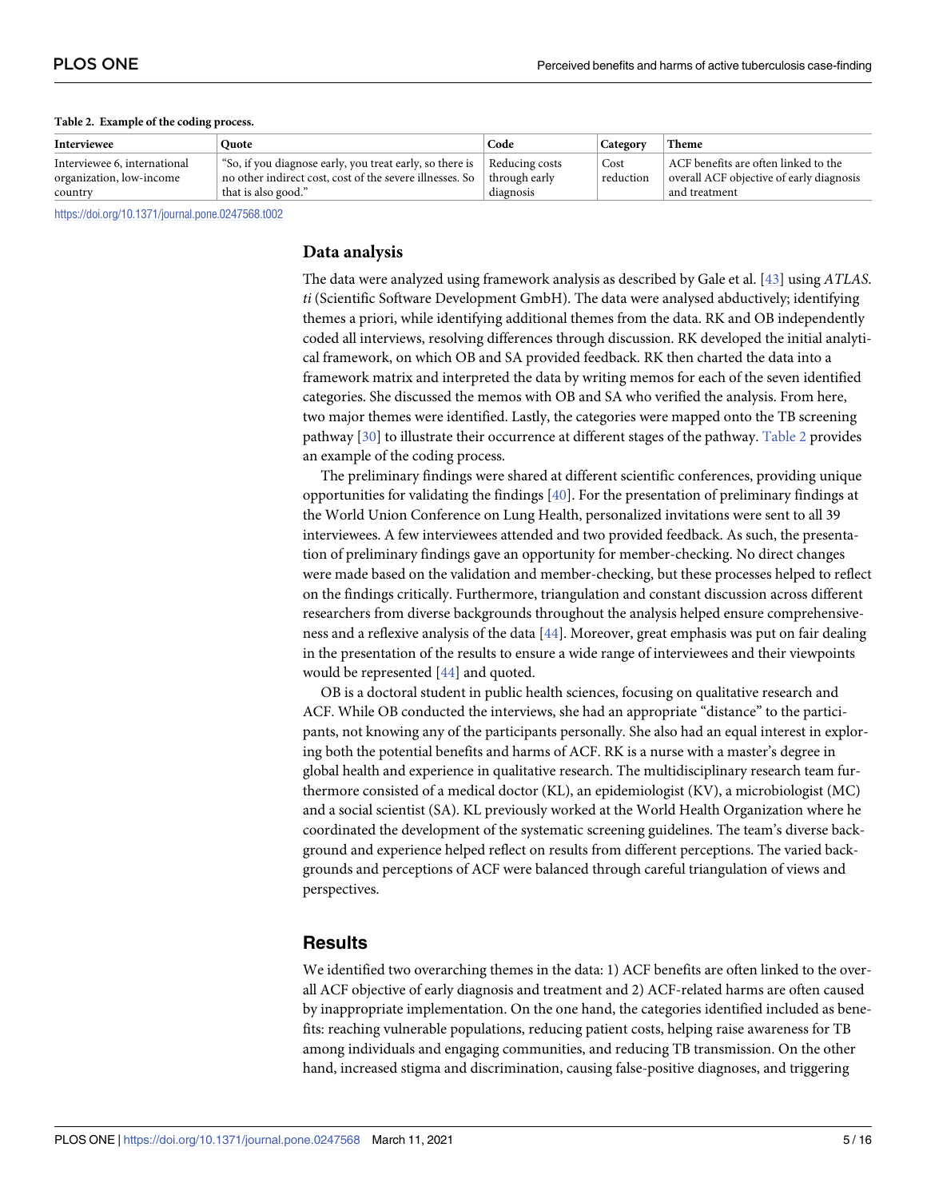**Table 2. Example of the coding process.**

| Interviewee | Quote | Code | Category | Theme |
|---|---|---|---|---|
| Interviewee 6, international organization, low-income country | "So, if you diagnose early, you treat early, so there is no other indirect cost, cost of the severe illnesses. So that is also good." | Reducing costs through early diagnosis | Cost reduction | ACF benefits are often linked to the overall ACF objective of early diagnosis and treatment |

https://doi.org/10.1371/journal.pone.0247568.t002

### Data analysis

The data were analyzed using framework analysis as described by Gale et al. [43] using *ATLAS.ti* (Scientific Software Development GmbH). The data were analysed abductively; identifying themes a priori, while identifying additional themes from the data. RK and OB independently coded all interviews, resolving differences through discussion. RK developed the initial analytical framework, on which OB and SA provided feedback. RK then charted the data into a framework matrix and interpreted the data by writing memos for each of the seven identified categories. She discussed the memos with OB and SA who verified the analysis. From here, two major themes were identified. Lastly, the categories were mapped onto the TB screening pathway [30] to illustrate their occurrence at different stages of the pathway. Table 2 provides an example of the coding process.

The preliminary findings were shared at different scientific conferences, providing unique opportunities for validating the findings [40]. For the presentation of preliminary findings at the World Union Conference on Lung Health, personalized invitations were sent to all 39 interviewees. A few interviewees attended and two provided feedback. As such, the presentation of preliminary findings gave an opportunity for member-checking. No direct changes were made based on the validation and member-checking, but these processes helped to reflect on the findings critically. Furthermore, triangulation and constant discussion across different researchers from diverse backgrounds throughout the analysis helped ensure comprehensiveness and a reflexive analysis of the data [44]. Moreover, great emphasis was put on fair dealing in the presentation of the results to ensure a wide range of interviewees and their viewpoints would be represented [44] and quoted.

OB is a doctoral student in public health sciences, focusing on qualitative research and ACF. While OB conducted the interviews, she had an appropriate "distance" to the participants, not knowing any of the participants personally. She also had an equal interest in exploring both the potential benefits and harms of ACF. RK is a nurse with a master's degree in global health and experience in qualitative research. The multidisciplinary research team furthermore consisted of a medical doctor (KL), an epidemiologist (KV), a microbiologist (MC) and a social scientist (SA). KL previously worked at the World Health Organization where he coordinated the development of the systematic screening guidelines. The team's diverse background and experience helped reflect on results from different perceptions. The varied backgrounds and perceptions of ACF were balanced through careful triangulation of views and perspectives.

## Results

We identified two overarching themes in the data: 1) ACF benefits are often linked to the overall ACF objective of early diagnosis and treatment and 2) ACF-related harms are often caused by inappropriate implementation. On the one hand, the categories identified included as benefits: reaching vulnerable populations, reducing patient costs, helping raise awareness for TB among individuals and engaging communities, and reducing TB transmission. On the other hand, increased stigma and discrimination, causing false-positive diagnoses, and triggering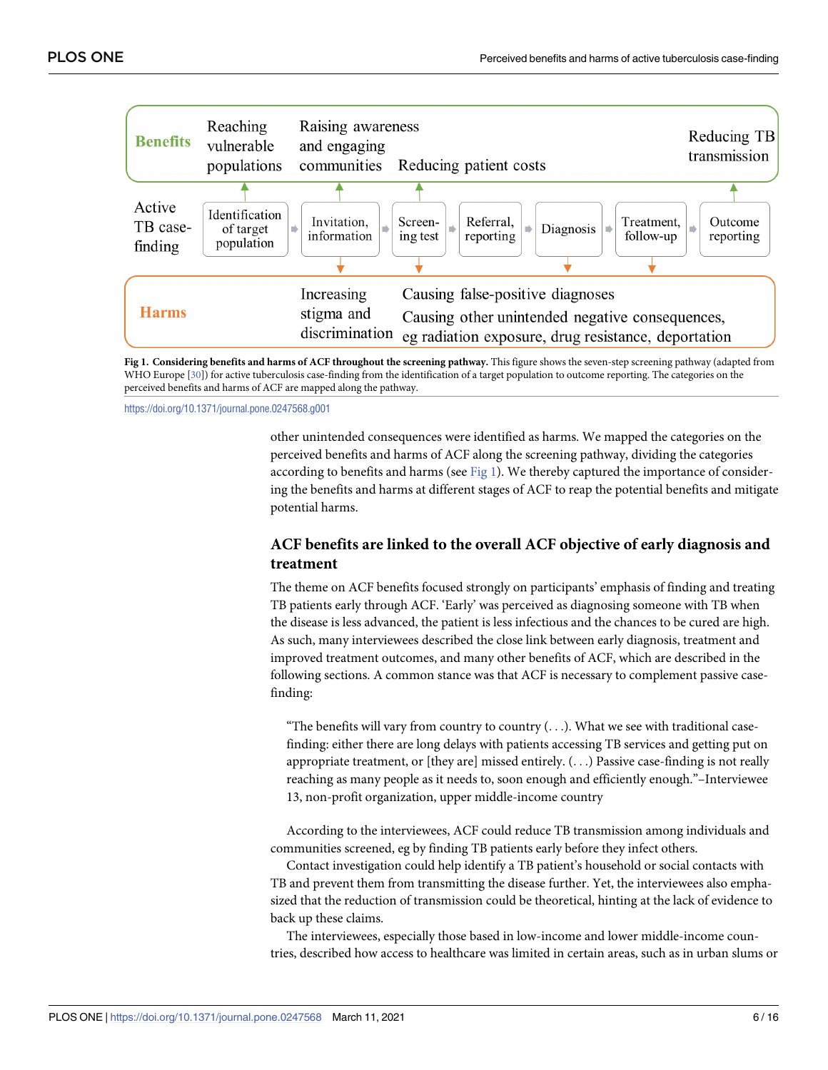Fig 1. Considering benefits and harms of ACF throughout the screening pathway. This figure shows the seven-step screening pathway (adapted from WHO Europe [30]) for active tuberculosis case-finding from the identification of a target population to outcome reporting. The categories on the perceived benefits and harms of ACF are mapped along the pathway.

https://doi.org/10.1371/journal.pone.0247568.g001

other unintended consequences were identified as harms. We mapped the categories on the perceived benefits and harms of ACF along the screening pathway, dividing the categories according to benefits and harms (see Fig 1). We thereby captured the importance of considering the benefits and harms at different stages of ACF to reap the potential benefits and mitigate potential harms.

## ACF benefits are linked to the overall ACF objective of early diagnosis and treatment

The theme on ACF benefits focused strongly on participants' emphasis of finding and treating TB patients early through ACF. 'Early' was perceived as diagnosing someone with TB when the disease is less advanced, the patient is less infectious and the chances to be cured are high. As such, many interviewees described the close link between early diagnosis, treatment and improved treatment outcomes, and many other benefits of ACF, which are described in the following sections. A common stance was that ACF is necessary to complement passive case-finding:

> "The benefits will vary from country to country (. . .). What we see with traditional case-finding: either there are long delays with patients accessing TB services and getting put on appropriate treatment, or [they are] missed entirely. (. . .) Passive case-finding is not really reaching as many people as it needs to, soon enough and efficiently enough."–Interviewee 13, non-profit organization, upper middle-income country

According to the interviewees, ACF could reduce TB transmission among individuals and communities screened, eg by finding TB patients early before they infect others.

Contact investigation could help identify a TB patient's household or social contacts with TB and prevent them from transmitting the disease further. Yet, the interviewees also emphasized that the reduction of transmission could be theoretical, hinting at the lack of evidence to back up these claims.

The interviewees, especially those based in low-income and lower middle-income countries, described how access to healthcare was limited in certain areas, such as in urban slums or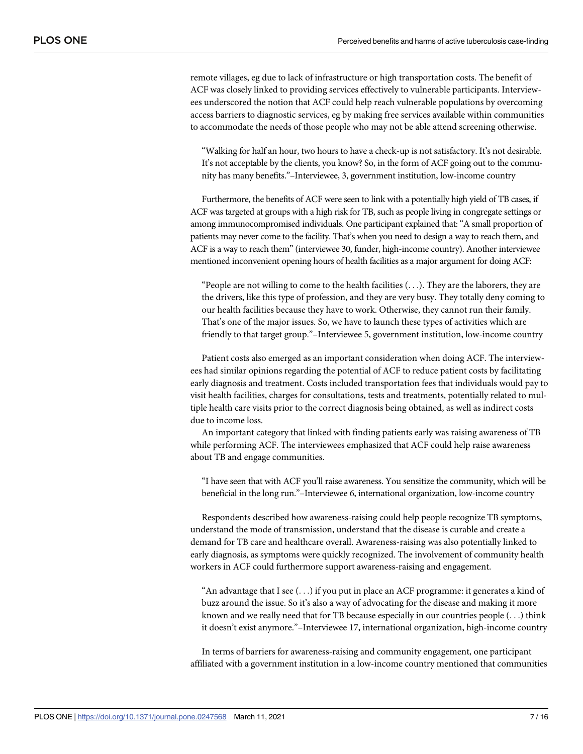remote villages, eg due to lack of infrastructure or high transportation costs. The benefit of ACF was closely linked to providing services effectively to vulnerable participants. Interviewees underscored the notion that ACF could help reach vulnerable populations by overcoming access barriers to diagnostic services, eg by making free services available within communities to accommodate the needs of those people who may not be able attend screening otherwise.

> "Walking for half an hour, two hours to have a check-up is not satisfactory. It's not desirable. It's not acceptable by the clients, you know? So, in the form of ACF going out to the community has many benefits."–Interviewee, 3, government institution, low-income country

Furthermore, the benefits of ACF were seen to link with a potentially high yield of TB cases, if ACF was targeted at groups with a high risk for TB, such as people living in congregate settings or among immunocompromised individuals. One participant explained that: "A small proportion of patients may never come to the facility. That's when you need to design a way to reach them, and ACF is a way to reach them" (interviewee 30, funder, high-income country). Another interviewee mentioned inconvenient opening hours of health facilities as a major argument for doing ACF:

> "People are not willing to come to the health facilities (. . .). They are the laborers, they are the drivers, like this type of profession, and they are very busy. They totally deny coming to our health facilities because they have to work. Otherwise, they cannot run their family. That's one of the major issues. So, we have to launch these types of activities which are friendly to that target group."–Interviewee 5, government institution, low-income country

Patient costs also emerged as an important consideration when doing ACF. The interviewees had similar opinions regarding the potential of ACF to reduce patient costs by facilitating early diagnosis and treatment. Costs included transportation fees that individuals would pay to visit health facilities, charges for consultations, tests and treatments, potentially related to multiple health care visits prior to the correct diagnosis being obtained, as well as indirect costs due to income loss.

An important category that linked with finding patients early was raising awareness of TB while performing ACF. The interviewees emphasized that ACF could help raise awareness about TB and engage communities.

> "I have seen that with ACF you'll raise awareness. You sensitize the community, which will be beneficial in the long run."–Interviewee 6, international organization, low-income country

Respondents described how awareness-raising could help people recognize TB symptoms, understand the mode of transmission, understand that the disease is curable and create a demand for TB care and healthcare overall. Awareness-raising was also potentially linked to early diagnosis, as symptoms were quickly recognized. The involvement of community health workers in ACF could furthermore support awareness-raising and engagement.

> "An advantage that I see (. . .) if you put in place an ACF programme: it generates a kind of buzz around the issue. So it's also a way of advocating for the disease and making it more known and we really need that for TB because especially in our countries people (. . .) think it doesn't exist anymore."–Interviewee 17, international organization, high-income country

In terms of barriers for awareness-raising and community engagement, one participant affiliated with a government institution in a low-income country mentioned that communities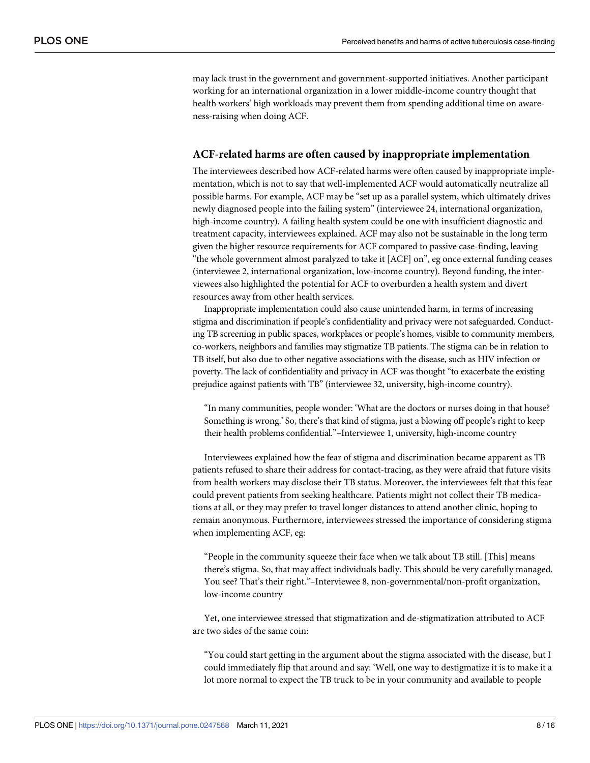may lack trust in the government and government-supported initiatives. Another participant working for an international organization in a lower middle-income country thought that health workers' high workloads may prevent them from spending additional time on awareness-raising when doing ACF.

## ACF-related harms are often caused by inappropriate implementation

The interviewees described how ACF-related harms were often caused by inappropriate implementation, which is not to say that well-implemented ACF would automatically neutralize all possible harms. For example, ACF may be "set up as a parallel system, which ultimately drives newly diagnosed people into the failing system" (interviewee 24, international organization, high-income country). A failing health system could be one with insufficient diagnostic and treatment capacity, interviewees explained. ACF may also not be sustainable in the long term given the higher resource requirements for ACF compared to passive case-finding, leaving "the whole government almost paralyzed to take it [ACF] on", eg once external funding ceases (interviewee 2, international organization, low-income country). Beyond funding, the interviewees also highlighted the potential for ACF to overburden a health system and divert resources away from other health services.

Inappropriate implementation could also cause unintended harm, in terms of increasing stigma and discrimination if people's confidentiality and privacy were not safeguarded. Conducting TB screening in public spaces, workplaces or people's homes, visible to community members, co-workers, neighbors and families may stigmatize TB patients. The stigma can be in relation to TB itself, but also due to other negative associations with the disease, such as HIV infection or poverty. The lack of confidentiality and privacy in ACF was thought "to exacerbate the existing prejudice against patients with TB" (interviewee 32, university, high-income country).

> "In many communities, people wonder: 'What are the doctors or nurses doing in that house? Something is wrong.' So, there's that kind of stigma, just a blowing off people's right to keep their health problems confidential."–Interviewee 1, university, high-income country

Interviewees explained how the fear of stigma and discrimination became apparent as TB patients refused to share their address for contact-tracing, as they were afraid that future visits from health workers may disclose their TB status. Moreover, the interviewees felt that this fear could prevent patients from seeking healthcare. Patients might not collect their TB medications at all, or they may prefer to travel longer distances to attend another clinic, hoping to remain anonymous. Furthermore, interviewees stressed the importance of considering stigma when implementing ACF, eg:

> "People in the community squeeze their face when we talk about TB still. [This] means there's stigma. So, that may affect individuals badly. This should be very carefully managed. You see? That's their right."–Interviewee 8, non-governmental/non-profit organization, low-income country

Yet, one interviewee stressed that stigmatization and de-stigmatization attributed to ACF are two sides of the same coin:

> "You could start getting in the argument about the stigma associated with the disease, but I could immediately flip that around and say: 'Well, one way to destigmatize it is to make it a lot more normal to expect the TB truck to be in your community and available to people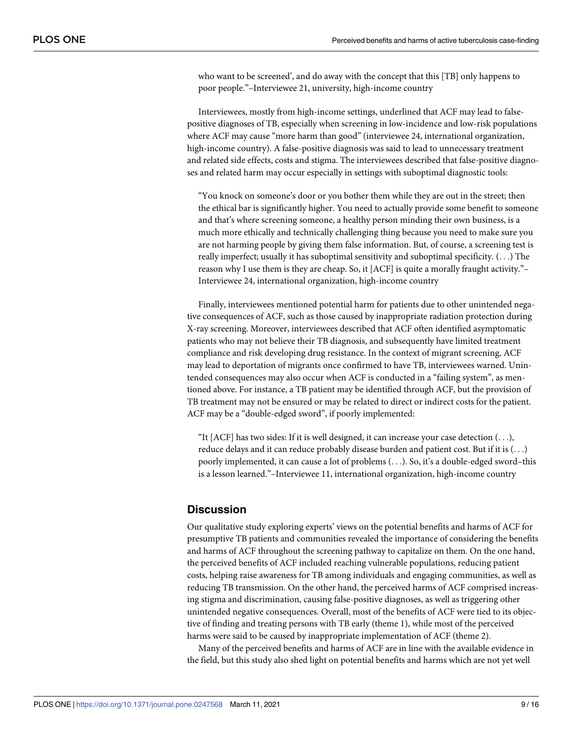who want to be screened', and do away with the concept that this [TB] only happens to poor people."–Interviewee 21, university, high-income country

Interviewees, mostly from high-income settings, underlined that ACF may lead to false-positive diagnoses of TB, especially when screening in low-incidence and low-risk populations where ACF may cause "more harm than good" (interviewee 24, international organization, high-income country). A false-positive diagnosis was said to lead to unnecessary treatment and related side effects, costs and stigma. The interviewees described that false-positive diagnoses and related harm may occur especially in settings with suboptimal diagnostic tools:

> "You knock on someone's door or you bother them while they are out in the street; then the ethical bar is significantly higher. You need to actually provide some benefit to someone and that's where screening someone, a healthy person minding their own business, is a much more ethically and technically challenging thing because you need to make sure you are not harming people by giving them false information. But, of course, a screening test is really imperfect; usually it has suboptimal sensitivity and suboptimal specificity. (. . .) The reason why I use them is they are cheap. So, it [ACF] is quite a morally fraught activity."–Interviewee 24, international organization, high-income country

Finally, interviewees mentioned potential harm for patients due to other unintended negative consequences of ACF, such as those caused by inappropriate radiation protection during X-ray screening. Moreover, interviewees described that ACF often identified asymptomatic patients who may not believe their TB diagnosis, and subsequently have limited treatment compliance and risk developing drug resistance. In the context of migrant screening, ACF may lead to deportation of migrants once confirmed to have TB, interviewees warned. Unintended consequences may also occur when ACF is conducted in a "failing system", as mentioned above. For instance, a TB patient may be identified through ACF, but the provision of TB treatment may not be ensured or may be related to direct or indirect costs for the patient. ACF may be a "double-edged sword", if poorly implemented:

> "It [ACF] has two sides: If it is well designed, it can increase your case detection (. . .), reduce delays and it can reduce probably disease burden and patient cost. But if it is (. . .) poorly implemented, it can cause a lot of problems (. . .). So, it's a double-edged sword–this is a lesson learned."–Interviewee 11, international organization, high-income country

## Discussion

Our qualitative study exploring experts' views on the potential benefits and harms of ACF for presumptive TB patients and communities revealed the importance of considering the benefits and harms of ACF throughout the screening pathway to capitalize on them. On the one hand, the perceived benefits of ACF included reaching vulnerable populations, reducing patient costs, helping raise awareness for TB among individuals and engaging communities, as well as reducing TB transmission. On the other hand, the perceived harms of ACF comprised increasing stigma and discrimination, causing false-positive diagnoses, as well as triggering other unintended negative consequences. Overall, most of the benefits of ACF were tied to its objective of finding and treating persons with TB early (theme 1), while most of the perceived harms were said to be caused by inappropriate implementation of ACF (theme 2).

Many of the perceived benefits and harms of ACF are in line with the available evidence in the field, but this study also shed light on potential benefits and harms which are not yet well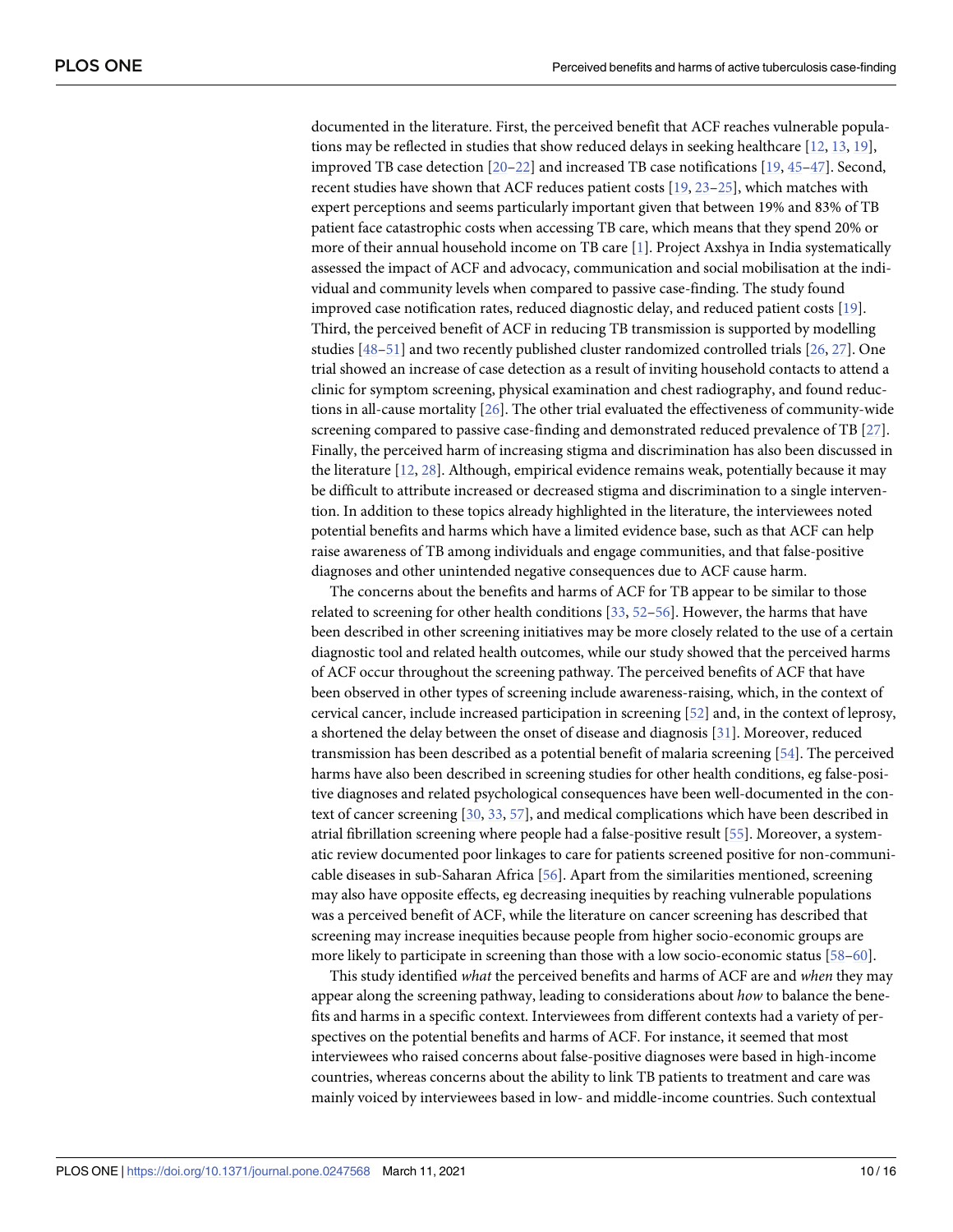documented in the literature. First, the perceived benefit that ACF reaches vulnerable populations may be reflected in studies that show reduced delays in seeking healthcare [12, 13, 19], improved TB case detection [20–22] and increased TB case notifications [19, 45–47]. Second, recent studies have shown that ACF reduces patient costs [19, 23–25], which matches with expert perceptions and seems particularly important given that between 19% and 83% of TB patient face catastrophic costs when accessing TB care, which means that they spend 20% or more of their annual household income on TB care [1]. Project Axshya in India systematically assessed the impact of ACF and advocacy, communication and social mobilisation at the individual and community levels when compared to passive case-finding. The study found improved case notification rates, reduced diagnostic delay, and reduced patient costs [19]. Third, the perceived benefit of ACF in reducing TB transmission is supported by modelling studies [48–51] and two recently published cluster randomized controlled trials [26, 27]. One trial showed an increase of case detection as a result of inviting household contacts to attend a clinic for symptom screening, physical examination and chest radiography, and found reductions in all-cause mortality [26]. The other trial evaluated the effectiveness of community-wide screening compared to passive case-finding and demonstrated reduced prevalence of TB [27]. Finally, the perceived harm of increasing stigma and discrimination has also been discussed in the literature [12, 28]. Although, empirical evidence remains weak, potentially because it may be difficult to attribute increased or decreased stigma and discrimination to a single intervention. In addition to these topics already highlighted in the literature, the interviewees noted potential benefits and harms which have a limited evidence base, such as that ACF can help raise awareness of TB among individuals and engage communities, and that false-positive diagnoses and other unintended negative consequences due to ACF cause harm.

The concerns about the benefits and harms of ACF for TB appear to be similar to those related to screening for other health conditions [33, 52–56]. However, the harms that have been described in other screening initiatives may be more closely related to the use of a certain diagnostic tool and related health outcomes, while our study showed that the perceived harms of ACF occur throughout the screening pathway. The perceived benefits of ACF that have been observed in other types of screening include awareness-raising, which, in the context of cervical cancer, include increased participation in screening [52] and, in the context of leprosy, a shortened the delay between the onset of disease and diagnosis [31]. Moreover, reduced transmission has been described as a potential benefit of malaria screening [54]. The perceived harms have also been described in screening studies for other health conditions, eg false-positive diagnoses and related psychological consequences have been well-documented in the context of cancer screening [30, 33, 57], and medical complications which have been described in atrial fibrillation screening where people had a false-positive result [55]. Moreover, a systematic review documented poor linkages to care for patients screened positive for non-communicable diseases in sub-Saharan Africa [56]. Apart from the similarities mentioned, screening may also have opposite effects, eg decreasing inequities by reaching vulnerable populations was a perceived benefit of ACF, while the literature on cancer screening has described that screening may increase inequities because people from higher socio-economic groups are more likely to participate in screening than those with a low socio-economic status [58–60].

This study identified *what* the perceived benefits and harms of ACF are and *when* they may appear along the screening pathway, leading to considerations about *how* to balance the benefits and harms in a specific context. Interviewees from different contexts had a variety of perspectives on the potential benefits and harms of ACF. For instance, it seemed that most interviewees who raised concerns about false-positive diagnoses were based in high-income countries, whereas concerns about the ability to link TB patients to treatment and care was mainly voiced by interviewees based in low- and middle-income countries. Such contextual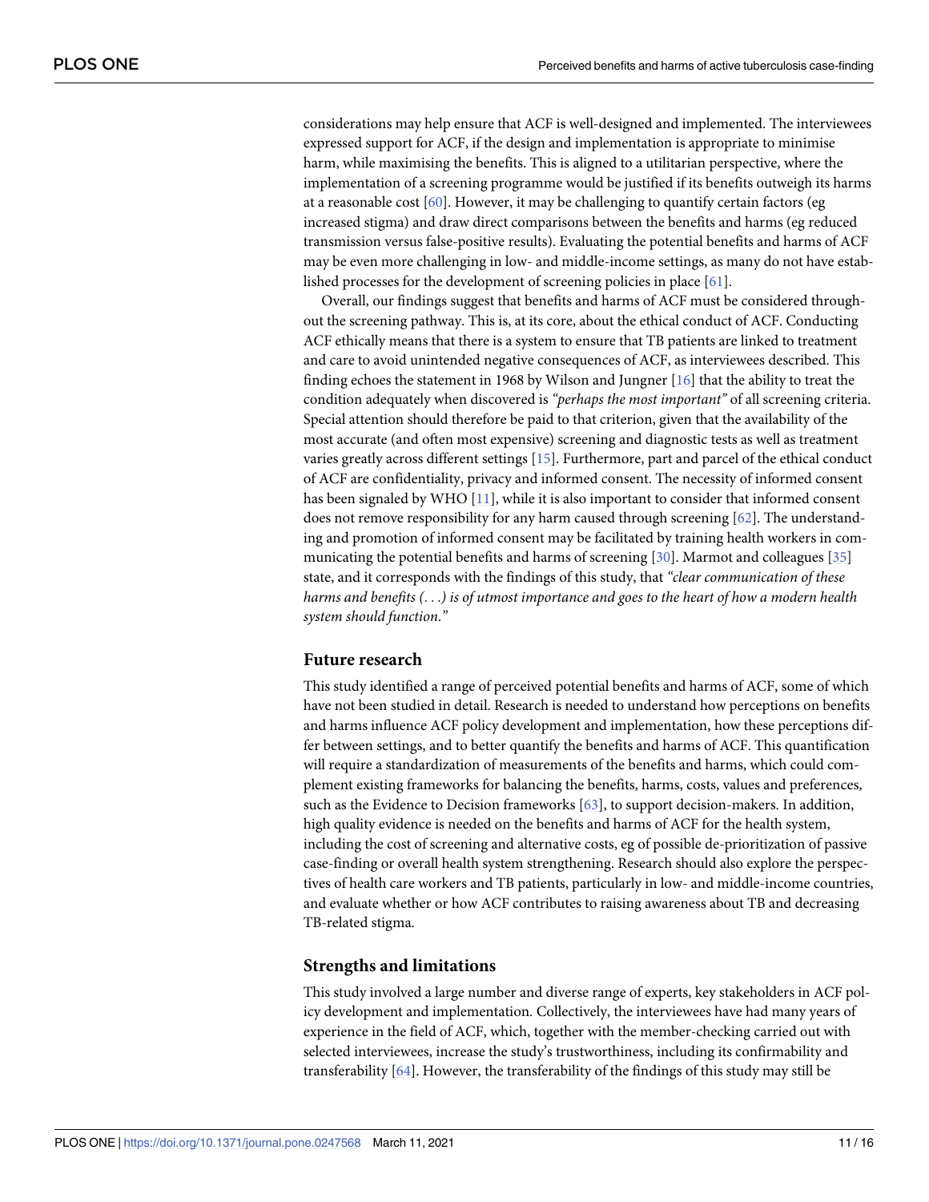considerations may help ensure that ACF is well-designed and implemented. The interviewees expressed support for ACF, if the design and implementation is appropriate to minimise harm, while maximising the benefits. This is aligned to a utilitarian perspective, where the implementation of a screening programme would be justified if its benefits outweigh its harms at a reasonable cost [60]. However, it may be challenging to quantify certain factors (eg increased stigma) and draw direct comparisons between the benefits and harms (eg reduced transmission versus false-positive results). Evaluating the potential benefits and harms of ACF may be even more challenging in low- and middle-income settings, as many do not have established processes for the development of screening policies in place [61].

Overall, our findings suggest that benefits and harms of ACF must be considered throughout the screening pathway. This is, at its core, about the ethical conduct of ACF. Conducting ACF ethically means that there is a system to ensure that TB patients are linked to treatment and care to avoid unintended negative consequences of ACF, as interviewees described. This finding echoes the statement in 1968 by Wilson and Jungner [16] that the ability to treat the condition adequately when discovered is *"perhaps the most important"* of all screening criteria. Special attention should therefore be paid to that criterion, given that the availability of the most accurate (and often most expensive) screening and diagnostic tests as well as treatment varies greatly across different settings [15]. Furthermore, part and parcel of the ethical conduct of ACF are confidentiality, privacy and informed consent. The necessity of informed consent has been signaled by WHO [11], while it is also important to consider that informed consent does not remove responsibility for any harm caused through screening [62]. The understanding and promotion of informed consent may be facilitated by training health workers in communicating the potential benefits and harms of screening [30]. Marmot and colleagues [35] state, and it corresponds with the findings of this study, that *"clear communication of these harms and benefits (. . .) is of utmost importance and goes to the heart of how a modern health system should function."*

## Future research

This study identified a range of perceived potential benefits and harms of ACF, some of which have not been studied in detail. Research is needed to understand how perceptions on benefits and harms influence ACF policy development and implementation, how these perceptions differ between settings, and to better quantify the benefits and harms of ACF. This quantification will require a standardization of measurements of the benefits and harms, which could complement existing frameworks for balancing the benefits, harms, costs, values and preferences, such as the Evidence to Decision frameworks [63], to support decision-makers. In addition, high quality evidence is needed on the benefits and harms of ACF for the health system, including the cost of screening and alternative costs, eg of possible de-prioritization of passive case-finding or overall health system strengthening. Research should also explore the perspectives of health care workers and TB patients, particularly in low- and middle-income countries, and evaluate whether or how ACF contributes to raising awareness about TB and decreasing TB-related stigma.

## Strengths and limitations

This study involved a large number and diverse range of experts, key stakeholders in ACF policy development and implementation. Collectively, the interviewees have had many years of experience in the field of ACF, which, together with the member-checking carried out with selected interviewees, increase the study's trustworthiness, including its confirmability and transferability [64]. However, the transferability of the findings of this study may still be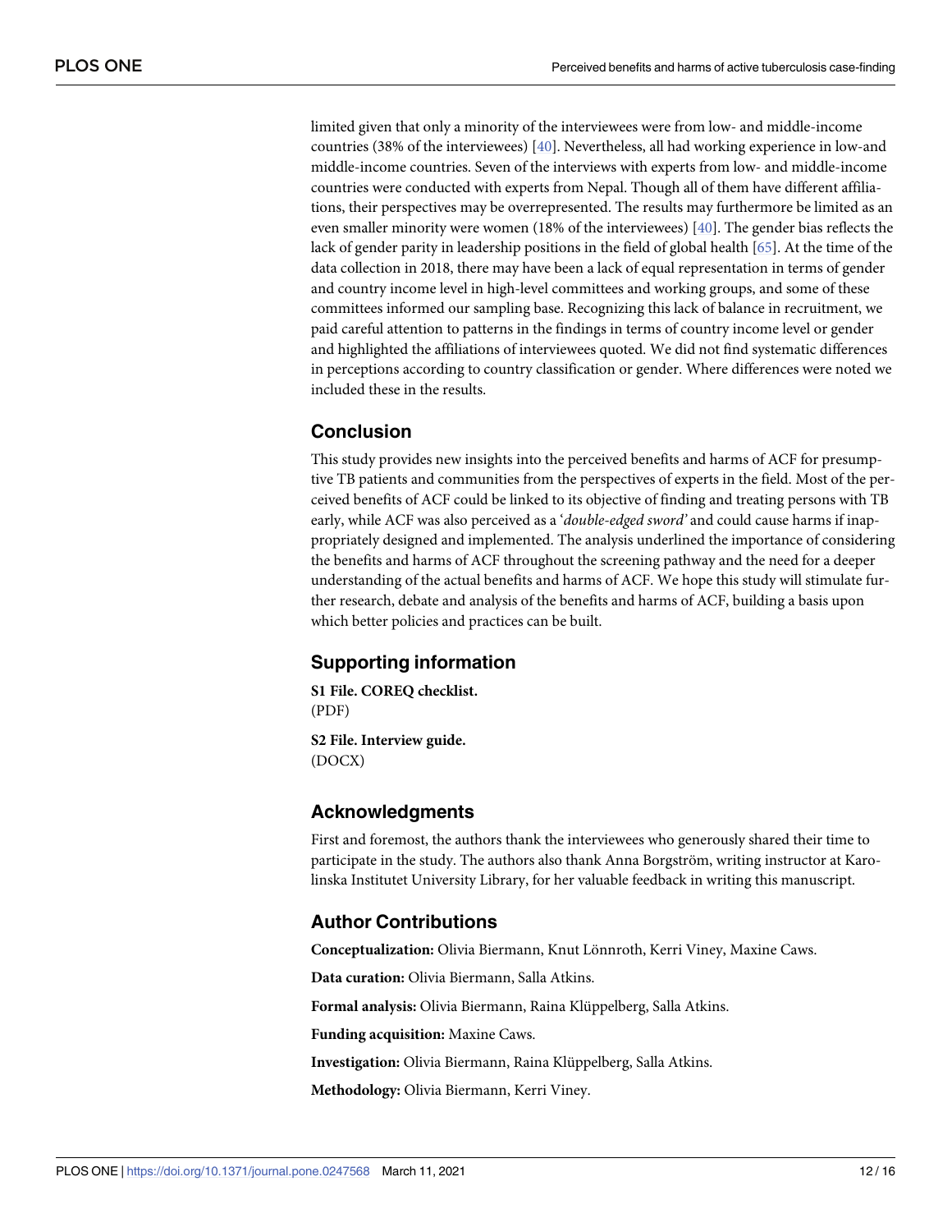limited given that only a minority of the interviewees were from low- and middle-income countries (38% of the interviewees) [40]. Nevertheless, all had working experience in low-and middle-income countries. Seven of the interviews with experts from low- and middle-income countries were conducted with experts from Nepal. Though all of them have different affiliations, their perspectives may be overrepresented. The results may furthermore be limited as an even smaller minority were women (18% of the interviewees) [40]. The gender bias reflects the lack of gender parity in leadership positions in the field of global health [65]. At the time of the data collection in 2018, there may have been a lack of equal representation in terms of gender and country income level in high-level committees and working groups, and some of these committees informed our sampling base. Recognizing this lack of balance in recruitment, we paid careful attention to patterns in the findings in terms of country income level or gender and highlighted the affiliations of interviewees quoted. We did not find systematic differences in perceptions according to country classification or gender. Where differences were noted we included these in the results.

## Conclusion

This study provides new insights into the perceived benefits and harms of ACF for presumptive TB patients and communities from the perspectives of experts in the field. Most of the perceived benefits of ACF could be linked to its objective of finding and treating persons with TB early, while ACF was also perceived as a '*double-edged sword*' and could cause harms if inappropriately designed and implemented. The analysis underlined the importance of considering the benefits and harms of ACF throughout the screening pathway and the need for a deeper understanding of the actual benefits and harms of ACF. We hope this study will stimulate further research, debate and analysis of the benefits and harms of ACF, building a basis upon which better policies and practices can be built.

## Supporting information

**S1 File. COREQ checklist.**
(PDF)

**S2 File. Interview guide.**
(DOCX)

## Acknowledgments

First and foremost, the authors thank the interviewees who generously shared their time to participate in the study. The authors also thank Anna Borgström, writing instructor at Karolinska Institutet University Library, for her valuable feedback in writing this manuscript.

## Author Contributions

**Conceptualization:** Olivia Biermann, Knut Lönnroth, Kerri Viney, Maxine Caws.

**Data curation:** Olivia Biermann, Salla Atkins.

**Formal analysis:** Olivia Biermann, Raina Klüppelberg, Salla Atkins.

**Funding acquisition:** Maxine Caws.

**Investigation:** Olivia Biermann, Raina Klüppelberg, Salla Atkins.

**Methodology:** Olivia Biermann, Kerri Viney.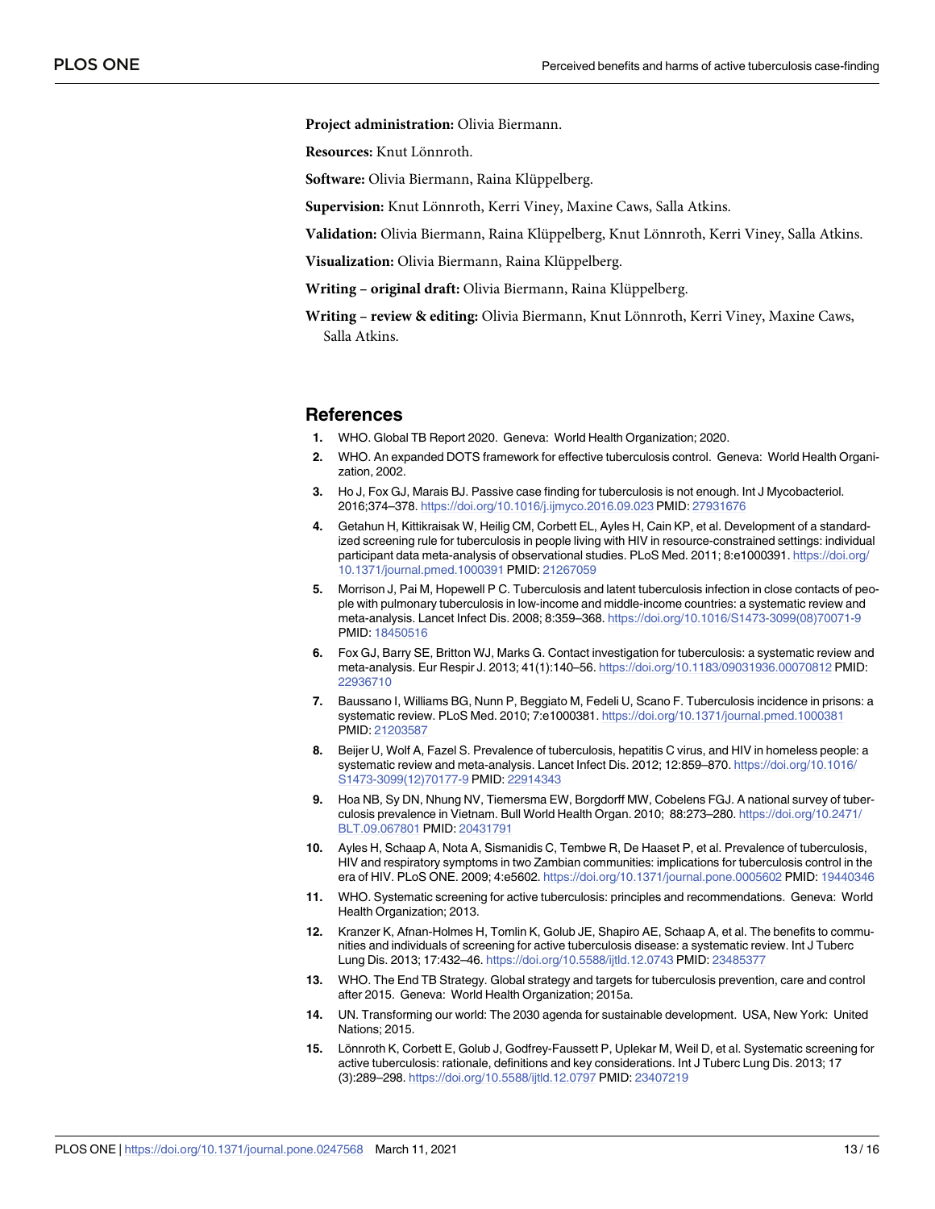**Project administration:** Olivia Biermann.

**Resources:** Knut Lönnroth.

**Software:** Olivia Biermann, Raina Klüppelberg.

**Supervision:** Knut Lönnroth, Kerri Viney, Maxine Caws, Salla Atkins.

**Validation:** Olivia Biermann, Raina Klüppelberg, Knut Lönnroth, Kerri Viney, Salla Atkins.

**Visualization:** Olivia Biermann, Raina Klüppelberg.

**Writing – original draft:** Olivia Biermann, Raina Klüppelberg.

**Writing – review & editing:** Olivia Biermann, Knut Lönnroth, Kerri Viney, Maxine Caws, Salla Atkins.

## References

1. WHO. Global TB Report 2020. Geneva: World Health Organization; 2020.
2. WHO. An expanded DOTS framework for effective tuberculosis control. Geneva: World Health Organization, 2002.
3. Ho J, Fox GJ, Marais BJ. Passive case finding for tuberculosis is not enough. Int J Mycobacteriol. 2016;374–378. https://doi.org/10.1016/j.ijmyco.2016.09.023 PMID: 27931676
4. Getahun H, Kittikraisak W, Heilig CM, Corbett EL, Ayles H, Cain KP, et al. Development of a standardized screening rule for tuberculosis in people living with HIV in resource-constrained settings: individual participant data meta-analysis of observational studies. PLoS Med. 2011; 8:e1000391. https://doi.org/10.1371/journal.pmed.1000391 PMID: 21267059
5. Morrison J, Pai M, Hopewell P C. Tuberculosis and latent tuberculosis infection in close contacts of people with pulmonary tuberculosis in low-income and middle-income countries: a systematic review and meta-analysis. Lancet Infect Dis. 2008; 8:359–368. https://doi.org/10.1016/S1473-3099(08)70071-9 PMID: 18450516
6. Fox GJ, Barry SE, Britton WJ, Marks G. Contact investigation for tuberculosis: a systematic review and meta-analysis. Eur Respir J. 2013; 41(1):140–56. https://doi.org/10.1183/09031936.00070812 PMID: 22936710
7. Baussano I, Williams BG, Nunn P, Beggiato M, Fedeli U, Scano F. Tuberculosis incidence in prisons: a systematic review. PLoS Med. 2010; 7:e1000381. https://doi.org/10.1371/journal.pmed.1000381 PMID: 21203587
8. Beijer U, Wolf A, Fazel S. Prevalence of tuberculosis, hepatitis C virus, and HIV in homeless people: a systematic review and meta-analysis. Lancet Infect Dis. 2012; 12:859–870. https://doi.org/10.1016/S1473-3099(12)70177-9 PMID: 22914343
9. Hoa NB, Sy DN, Nhung NV, Tiemersma EW, Borgdorff MW, Cobelens FGJ. A national survey of tuberculosis prevalence in Vietnam. Bull World Health Organ. 2010; 88:273–280. https://doi.org/10.2471/BLT.09.067801 PMID: 20431791
10. Ayles H, Schaap A, Nota A, Sismanidis C, Tembwe R, De Haaset P, et al. Prevalence of tuberculosis, HIV and respiratory symptoms in two Zambian communities: implications for tuberculosis control in the era of HIV. PLoS ONE. 2009; 4:e5602. https://doi.org/10.1371/journal.pone.0005602 PMID: 19440346
11. WHO. Systematic screening for active tuberculosis: principles and recommendations. Geneva: World Health Organization; 2013.
12. Kranzer K, Afnan-Holmes H, Tomlin K, Golub JE, Shapiro AE, Schaap A, et al. The benefits to communities and individuals of screening for active tuberculosis disease: a systematic review. Int J Tuberc Lung Dis. 2013; 17:432–46. https://doi.org/10.5588/ijtld.12.0743 PMID: 23485377
13. WHO. The End TB Strategy. Global strategy and targets for tuberculosis prevention, care and control after 2015. Geneva: World Health Organization; 2015a.
14. UN. Transforming our world: The 2030 agenda for sustainable development. USA, New York: United Nations; 2015.
15. Lönnroth K, Corbett E, Golub J, Godfrey-Faussett P, Uplekar M, Weil D, et al. Systematic screening for active tuberculosis: rationale, definitions and key considerations. Int J Tuberc Lung Dis. 2013; 17 (3):289–298. https://doi.org/10.5588/ijtld.12.0797 PMID: 23407219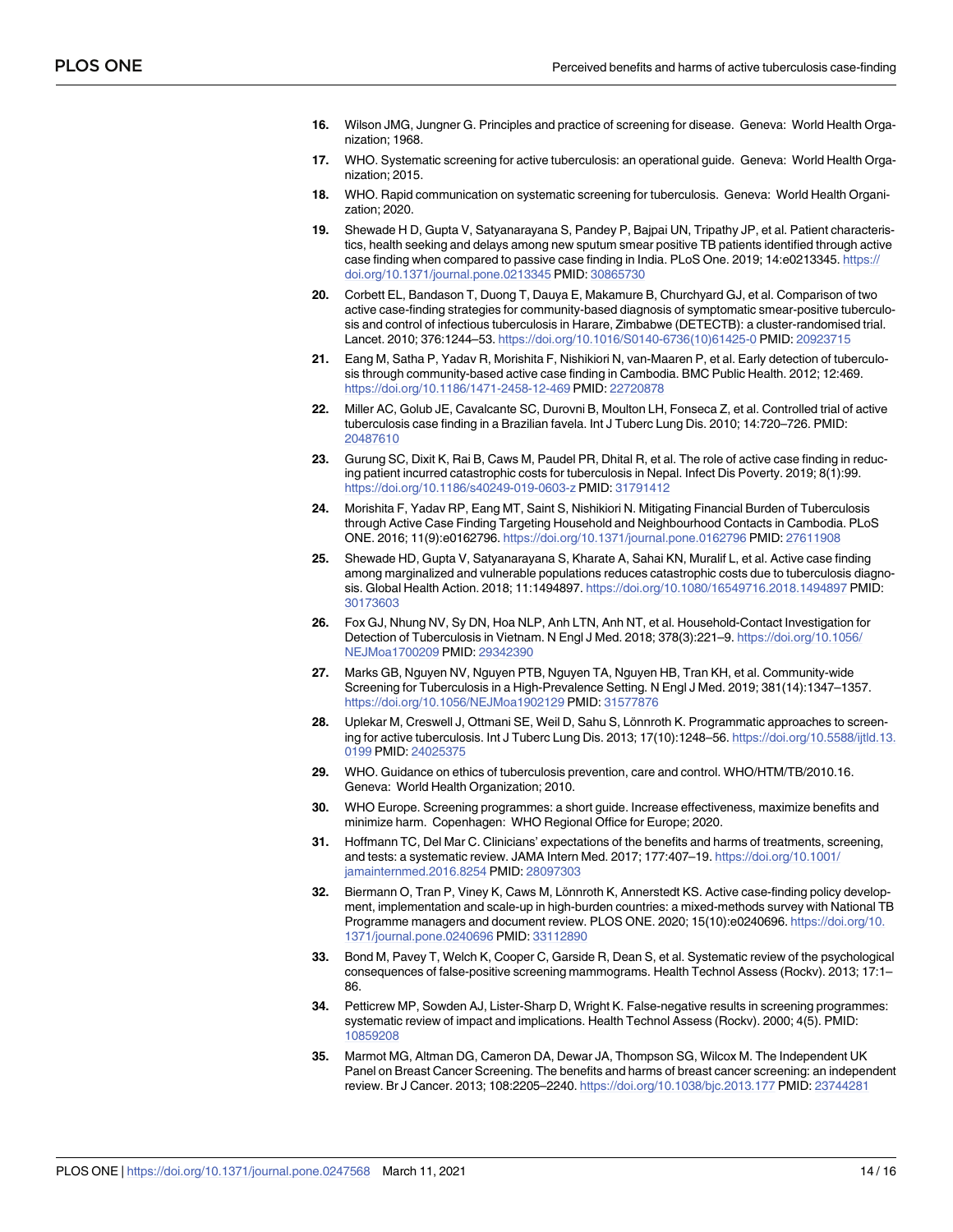16. Wilson JMG, Jungner G. Principles and practice of screening for disease. Geneva: World Health Organization; 1968.
17. WHO. Systematic screening for active tuberculosis: an operational guide. Geneva: World Health Organization; 2015.
18. WHO. Rapid communication on systematic screening for tuberculosis. Geneva: World Health Organization; 2020.
19. Shewade H D, Gupta V, Satyanarayana S, Pandey P, Bajpai UN, Tripathy JP, et al. Patient characteristics, health seeking and delays among new sputum smear positive TB patients identified through active case finding when compared to passive case finding in India. PLoS One. 2019; 14:e0213345. https://doi.org/10.1371/journal.pone.0213345 PMID: 30865730
20. Corbett EL, Bandason T, Duong T, Dauya E, Makamure B, Churchyard GJ, et al. Comparison of two active case-finding strategies for community-based diagnosis of symptomatic smear-positive tuberculosis and control of infectious tuberculosis in Harare, Zimbabwe (DETECTB): a cluster-randomised trial. Lancet. 2010; 376:1244–53. https://doi.org/10.1016/S0140-6736(10)61425-0 PMID: 20923715
21. Eang M, Satha P, Yadav R, Morishita F, Nishikiori N, van-Maaren P, et al. Early detection of tuberculosis through community-based active case finding in Cambodia. BMC Public Health. 2012; 12:469. https://doi.org/10.1186/1471-2458-12-469 PMID: 22720878
22. Miller AC, Golub JE, Cavalcante SC, Durovni B, Moulton LH, Fonseca Z, et al. Controlled trial of active tuberculosis case finding in a Brazilian favela. Int J Tuberc Lung Dis. 2010; 14:720–726. PMID: 20487610
23. Gurung SC, Dixit K, Rai B, Caws M, Paudel PR, Dhital R, et al. The role of active case finding in reducing patient incurred catastrophic costs for tuberculosis in Nepal. Infect Dis Poverty. 2019; 8(1):99. https://doi.org/10.1186/s40249-019-0603-z PMID: 31791412
24. Morishita F, Yadav RP, Eang MT, Saint S, Nishikiori N. Mitigating Financial Burden of Tuberculosis through Active Case Finding Targeting Household and Neighbourhood Contacts in Cambodia. PLoS ONE. 2016; 11(9):e0162796. https://doi.org/10.1371/journal.pone.0162796 PMID: 27611908
25. Shewade HD, Gupta V, Satyanarayana S, Kharate A, Sahai KN, Muralif L, et al. Active case finding among marginalized and vulnerable populations reduces catastrophic costs due to tuberculosis diagnosis. Global Health Action. 2018; 11:1494897. https://doi.org/10.1080/16549716.2018.1494897 PMID: 30173603
26. Fox GJ, Nhung NV, Sy DN, Hoa NLP, Anh LTN, Anh NT, et al. Household-Contact Investigation for Detection of Tuberculosis in Vietnam. N Engl J Med. 2018; 378(3):221–9. https://doi.org/10.1056/NEJMoa1700209 PMID: 29342390
27. Marks GB, Nguyen NV, Nguyen PTB, Nguyen TA, Nguyen HB, Tran KH, et al. Community-wide Screening for Tuberculosis in a High-Prevalence Setting. N Engl J Med. 2019; 381(14):1347–1357. https://doi.org/10.1056/NEJMoa1902129 PMID: 31577876
28. Uplekar M, Creswell J, Ottmani SE, Weil D, Sahu S, Lönnroth K. Programmatic approaches to screening for active tuberculosis. Int J Tuberc Lung Dis. 2013; 17(10):1248–56. https://doi.org/10.5588/ijtld.13.0199 PMID: 24025375
29. WHO. Guidance on ethics of tuberculosis prevention, care and control. WHO/HTM/TB/2010.16. Geneva: World Health Organization; 2010.
30. WHO Europe. Screening programmes: a short guide. Increase effectiveness, maximize benefits and minimize harm. Copenhagen: WHO Regional Office for Europe; 2020.
31. Hoffmann TC, Del Mar C. Clinicians' expectations of the benefits and harms of treatments, screening, and tests: a systematic review. JAMA Intern Med. 2017; 177:407–19. https://doi.org/10.1001/jamainternmed.2016.8254 PMID: 28097303
32. Biermann O, Tran P, Viney K, Caws M, Lönnroth K, Annerstedt KS. Active case-finding policy development, implementation and scale-up in high-burden countries: a mixed-methods survey with National TB Programme managers and document review. PLOS ONE. 2020; 15(10):e0240696. https://doi.org/10.1371/journal.pone.0240696 PMID: 33112890
33. Bond M, Pavey T, Welch K, Cooper C, Garside R, Dean S, et al. Systematic review of the psychological consequences of false-positive screening mammograms. Health Technol Assess (Rockv). 2013; 17:1–86.
34. Petticrew MP, Sowden AJ, Lister-Sharp D, Wright K. False-negative results in screening programmes: systematic review of impact and implications. Health Technol Assess (Rockv). 2000; 4(5). PMID: 10859208
35. Marmot MG, Altman DG, Cameron DA, Dewar JA, Thompson SG, Wilcox M. The Independent UK Panel on Breast Cancer Screening. The benefits and harms of breast cancer screening: an independent review. Br J Cancer. 2013; 108:2205–2240. https://doi.org/10.1038/bjc.2013.177 PMID: 23744281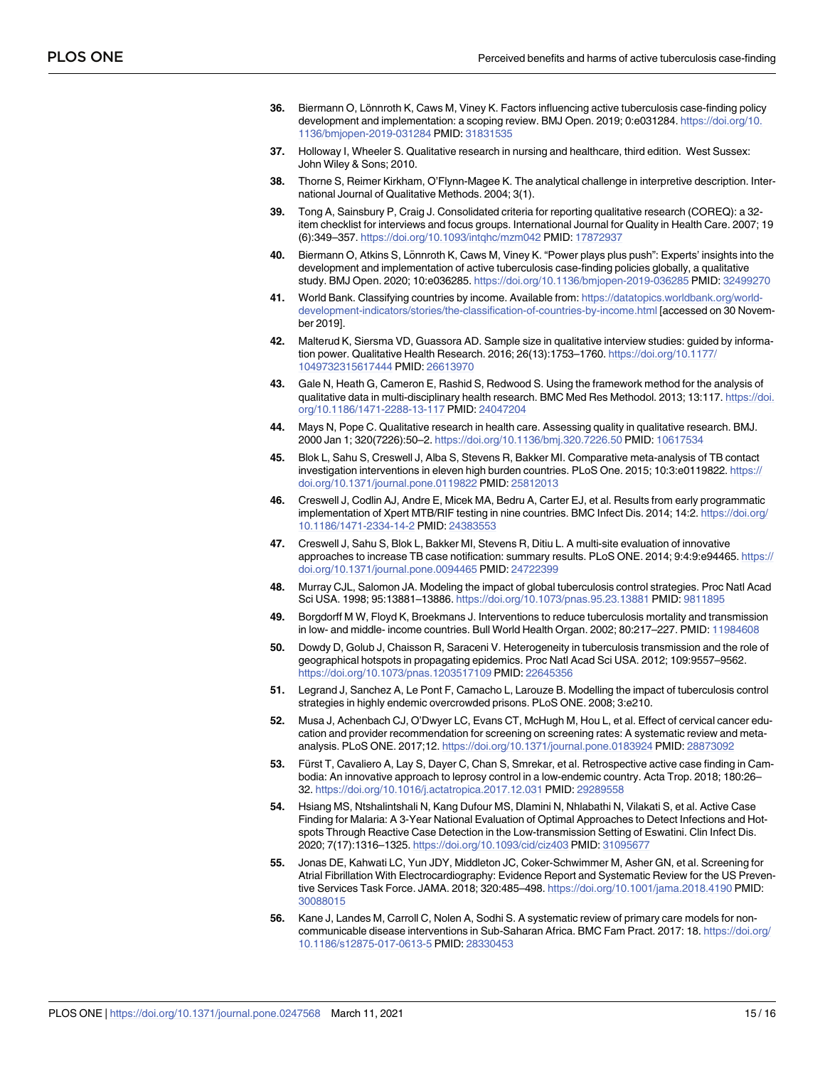36. Biermann O, Lönnroth K, Caws M, Viney K. Factors influencing active tuberculosis case-finding policy development and implementation: a scoping review. BMJ Open. 2019; 0:e031284. https://doi.org/10.1136/bmjopen-2019-031284 PMID: 31831535

37. Holloway I, Wheeler S. Qualitative research in nursing and healthcare, third edition. West Sussex: John Wiley & Sons; 2010.

38. Thorne S, Reimer Kirkham, O'Flynn-Magee K. The analytical challenge in interpretive description. International Journal of Qualitative Methods. 2004; 3(1).

39. Tong A, Sainsbury P, Craig J. Consolidated criteria for reporting qualitative research (COREQ): a 32-item checklist for interviews and focus groups. International Journal for Quality in Health Care. 2007; 19 (6):349–357. https://doi.org/10.1093/intqhc/mzm042 PMID: 17872937

40. Biermann O, Atkins S, Lönnroth K, Caws M, Viney K. "Power plays plus push": Experts' insights into the development and implementation of active tuberculosis case-finding policies globally, a qualitative study. BMJ Open. 2020; 10:e036285. https://doi.org/10.1136/bmjopen-2019-036285 PMID: 32499270

41. World Bank. Classifying countries by income. Available from: https://datatopics.worldbank.org/world-development-indicators/stories/the-classification-of-countries-by-income.html [accessed on 30 November 2019].

42. Malterud K, Siersma VD, Guassora AD. Sample size in qualitative interview studies: guided by information power. Qualitative Health Research. 2016; 26(13):1753–1760. https://doi.org/10.1177/1049732315617444 PMID: 26613970

43. Gale N, Heath G, Cameron E, Rashid S, Redwood S. Using the framework method for the analysis of qualitative data in multi-disciplinary health research. BMC Med Res Methodol. 2013; 13:117. https://doi.org/10.1186/1471-2288-13-117 PMID: 24047204

44. Mays N, Pope C. Qualitative research in health care. Assessing quality in qualitative research. BMJ. 2000 Jan 1; 320(7226):50–2. https://doi.org/10.1136/bmj.320.7226.50 PMID: 10617534

45. Blok L, Sahu S, Creswell J, Alba S, Stevens R, Bakker MI. Comparative meta-analysis of TB contact investigation interventions in eleven high burden countries. PLoS One. 2015; 10:3:e0119822. https://doi.org/10.1371/journal.pone.0119822 PMID: 25812013

46. Creswell J, Codlin AJ, Andre E, Micek MA, Bedru A, Carter EJ, et al. Results from early programmatic implementation of Xpert MTB/RIF testing in nine countries. BMC Infect Dis. 2014; 14:2. https://doi.org/10.1186/1471-2334-14-2 PMID: 24383553

47. Creswell J, Sahu S, Blok L, Bakker MI, Stevens R, Ditiu L. A multi-site evaluation of innovative approaches to increase TB case notification: summary results. PLoS ONE. 2014; 9:4:9:e94465. https://doi.org/10.1371/journal.pone.0094465 PMID: 24722399

48. Murray CJL, Salomon JA. Modeling the impact of global tuberculosis control strategies. Proc Natl Acad Sci USA. 1998; 95:13881–13886. https://doi.org/10.1073/pnas.95.23.13881 PMID: 9811895

49. Borgdorff M W, Floyd K, Broekmans J. Interventions to reduce tuberculosis mortality and transmission in low- and middle- income countries. Bull World Health Organ. 2002; 80:217–227. PMID: 11984608

50. Dowdy D, Golub J, Chaisson R, Saraceni V. Heterogeneity in tuberculosis transmission and the role of geographical hotspots in propagating epidemics. Proc Natl Acad Sci USA. 2012; 109:9557–9562. https://doi.org/10.1073/pnas.1203517109 PMID: 22645356

51. Legrand J, Sanchez A, Le Pont F, Camacho L, Larouze B. Modelling the impact of tuberculosis control strategies in highly endemic overcrowded prisons. PLoS ONE. 2008; 3:e210.

52. Musa J, Achenbach CJ, O'Dwyer LC, Evans CT, McHugh M, Hou L, et al. Effect of cervical cancer education and provider recommendation for screening on screening rates: A systematic review and meta-analysis. PLoS ONE. 2017;12. https://doi.org/10.1371/journal.pone.0183924 PMID: 28873092

53. Fürst T, Cavaliero A, Lay S, Dayer C, Chan S, Smrekar, et al. Retrospective active case finding in Cambodia: An innovative approach to leprosy control in a low-endemic country. Acta Trop. 2018; 180:26–32. https://doi.org/10.1016/j.actatropica.2017.12.031 PMID: 29289558

54. Hsiang MS, Ntshalintshali N, Kang Dufour MS, Dlamini N, Nhlabathi N, Vilakati S, et al. Active Case Finding for Malaria: A 3-Year National Evaluation of Optimal Approaches to Detect Infections and Hotspots Through Reactive Case Detection in the Low-transmission Setting of Eswatini. Clin Infect Dis. 2020; 7(17):1316–1325. https://doi.org/10.1093/cid/ciz403 PMID: 31095677

55. Jonas DE, Kahwati LC, Yun JDY, Middleton JC, Coker-Schwimmer M, Asher GN, et al. Screening for Atrial Fibrillation With Electrocardiography: Evidence Report and Systematic Review for the US Preventive Services Task Force. JAMA. 2018; 320:485–498. https://doi.org/10.1001/jama.2018.4190 PMID: 30088015

56. Kane J, Landes M, Carroll C, Nolen A, Sodhi S. A systematic review of primary care models for non-communicable disease interventions in Sub-Saharan Africa. BMC Fam Pract. 2017: 18. https://doi.org/10.1186/s12875-017-0613-5 PMID: 28330453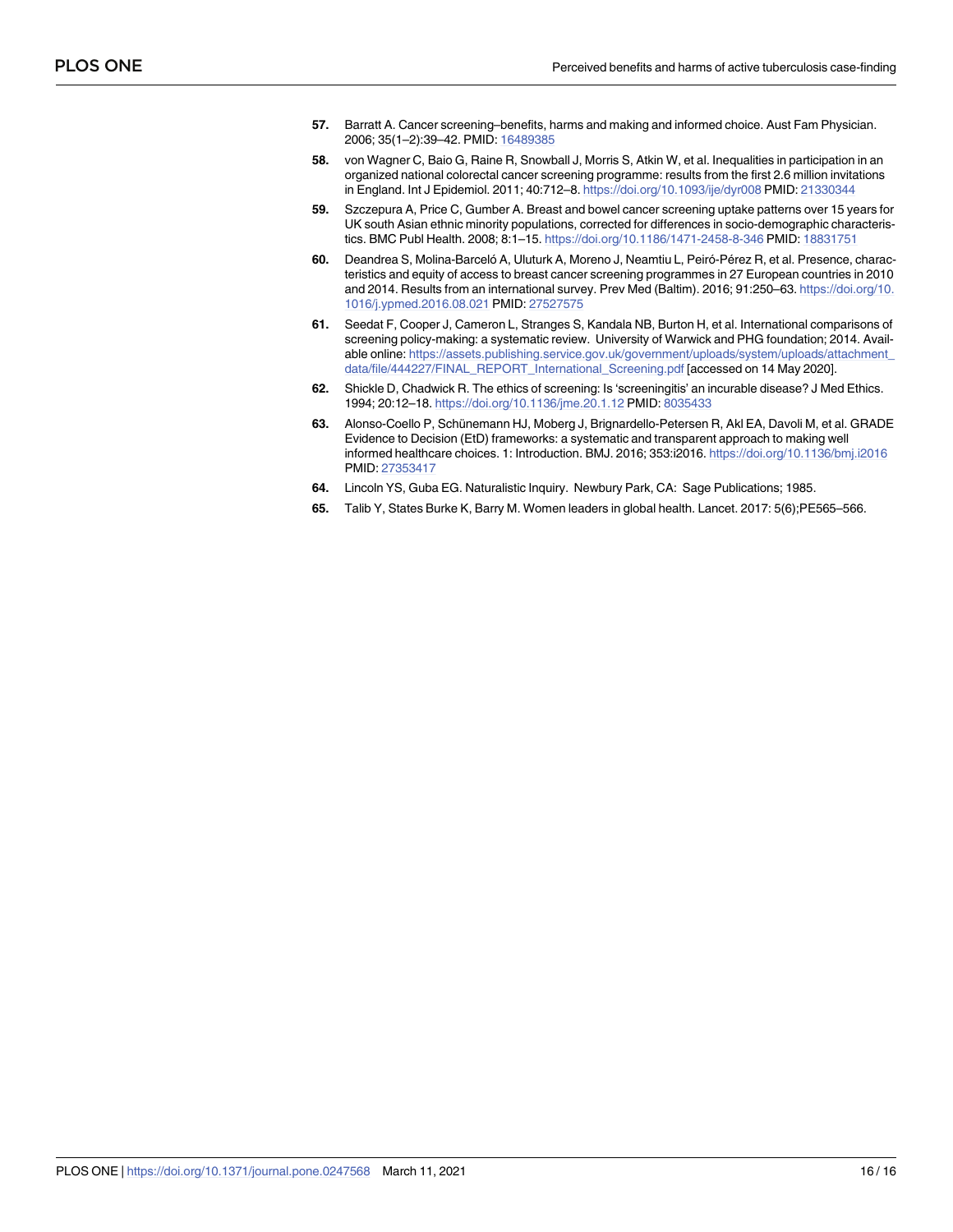57. Barratt A. Cancer screening–benefits, harms and making and informed choice. Aust Fam Physician. 2006; 35(1–2):39–42. PMID: 16489385

58. von Wagner C, Baio G, Raine R, Snowball J, Morris S, Atkin W, et al. Inequalities in participation in an organized national colorectal cancer screening programme: results from the first 2.6 million invitations in England. Int J Epidemiol. 2011; 40:712–8. https://doi.org/10.1093/ije/dyr008 PMID: 21330344

59. Szczepura A, Price C, Gumber A. Breast and bowel cancer screening uptake patterns over 15 years for UK south Asian ethnic minority populations, corrected for differences in socio-demographic characteristics. BMC Publ Health. 2008; 8:1–15. https://doi.org/10.1186/1471-2458-8-346 PMID: 18831751

60. Deandrea S, Molina-Barceló A, Uluturk A, Moreno J, Neamtiu L, Peiró-Pérez R, et al. Presence, characteristics and equity of access to breast cancer screening programmes in 27 European countries in 2010 and 2014. Results from an international survey. Prev Med (Baltim). 2016; 91:250–63. https://doi.org/10.1016/j.ypmed.2016.08.021 PMID: 27527575

61. Seedat F, Cooper J, Cameron L, Stranges S, Kandala NB, Burton H, et al. International comparisons of screening policy-making: a systematic review. University of Warwick and PHG foundation; 2014. Available online: https://assets.publishing.service.gov.uk/government/uploads/system/uploads/attachment_data/file/444227/FINAL_REPORT_International_Screening.pdf [accessed on 14 May 2020].

62. Shickle D, Chadwick R. The ethics of screening: Is 'screeningitis' an incurable disease? J Med Ethics. 1994; 20:12–18. https://doi.org/10.1136/jme.20.1.12 PMID: 8035433

63. Alonso-Coello P, Schünemann HJ, Moberg J, Brignardello-Petersen R, Akl EA, Davoli M, et al. GRADE Evidence to Decision (EtD) frameworks: a systematic and transparent approach to making well informed healthcare choices. 1: Introduction. BMJ. 2016; 353:i2016. https://doi.org/10.1136/bmj.i2016 PMID: 27353417

64. Lincoln YS, Guba EG. Naturalistic Inquiry. Newbury Park, CA: Sage Publications; 1985.

65. Talib Y, States Burke K, Barry M. Women leaders in global health. Lancet. 2017: 5(6);PE565–566.